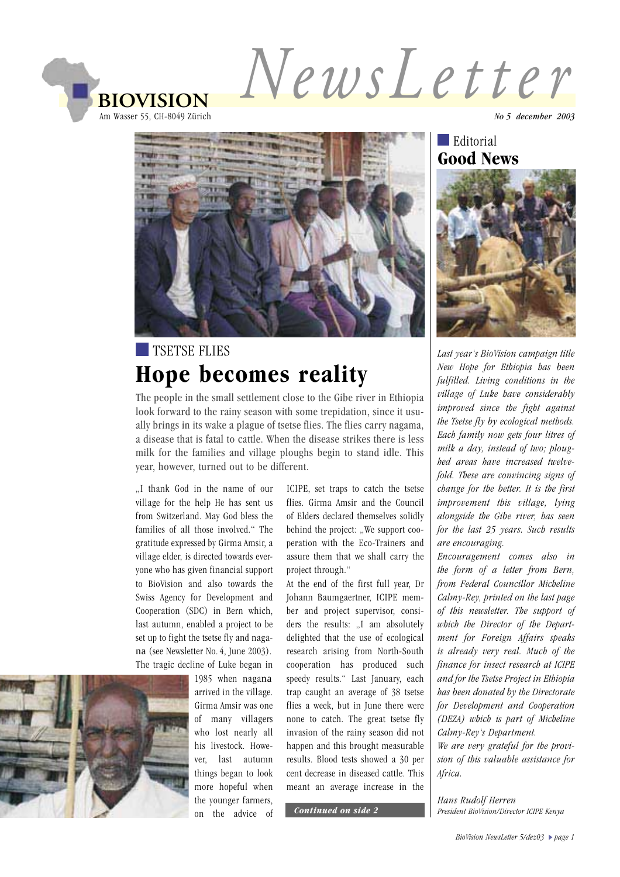# NewsLetter

**BIOVISION**
Am Wasser 55, CH-8049 Zürich

*No 5 december 2003*

TSETSE FLIES

## Hope becomes reality

The people in the small settlement close to the Gibe river in Ethiopia look forward to the rainy season with some trepidation, since it usually brings in its wake a plague of tsetse flies. The flies carry nagama, a disease that is fatal to cattle. When the disease strikes there is less milk for the families and village ploughs begin to stand idle. This year, however, turned out to be different.

„I thank God in the name of our village for the help He has sent us from Switzerland. May God bless the families of all those involved." The gratitude expressed by Girma Amsir, a village elder, is directed towards everyone who has given financial support to BioVision and also towards the Swiss Agency for Development and Cooperation (SDC) in Bern which, last autumn, enabled a project to be set up to fight the tsetse fly and nagana (see Newsletter No. 4, June 2003). The tragic decline of Luke began in 1985 when nagana arrived in the village. Girma Amsir was one of many villagers who lost nearly all his livestock. However, last autumn things began to look more hopeful when the younger farmers, on the advice of ICIPE, set traps to catch the tsetse flies. Girma Amsir and the Council of Elders declared themselves solidly behind the project: „We support cooperation with the Eco-Trainers and assure them that we shall carry the project through."

At the end of the first full year, Dr Johann Baumgaertner, ICIPE member and project supervisor, considers the results: „I am absolutely delighted that the use of ecological research arising from North-South cooperation has produced such speedy results." Last January, each trap caught an average of 38 tsetse flies a week, but in June there were none to catch. The great tsetse fly invasion of the rainy season did not happen and this brought measurable results. Blood tests showed a 30 per cent decrease in diseased cattle. This meant an average increase in the

*Continued on side 2*

Editorial

## Good News

*Last year's BioVision campaign title New Hope for Ethiopia has been fulfilled. Living conditions in the village of Luke have considerably improved since the fight against the Tsetse fly by ecological methods. Each family now gets four litres of milk a day, instead of two; ploughed areas have increased twelvefold. These are convincing signs of change for the better. It is the first improvement this village, lying alongside the Gibe river, has seen for the last 25 years. Such results are encouraging.*

*Encouragement comes also in the form of a letter from Bern, from Federal Councillor Micheline Calmy-Rey, printed on the last page of this newsletter. The support of which the Director of the Department for Foreign Affairs speaks is already very real. Much of the finance for insect research at ICIPE and for the Tsetse Project in Ethiopia has been donated by the Directorate for Development and Cooperation (DEZA) which is part of Micheline Calmy-Rey's Department.*

*We are very grateful for the provision of this valuable assistance for Africa.*

*Hans Rudolf Herren*
*President BioVision/Director ICIPE Kenya*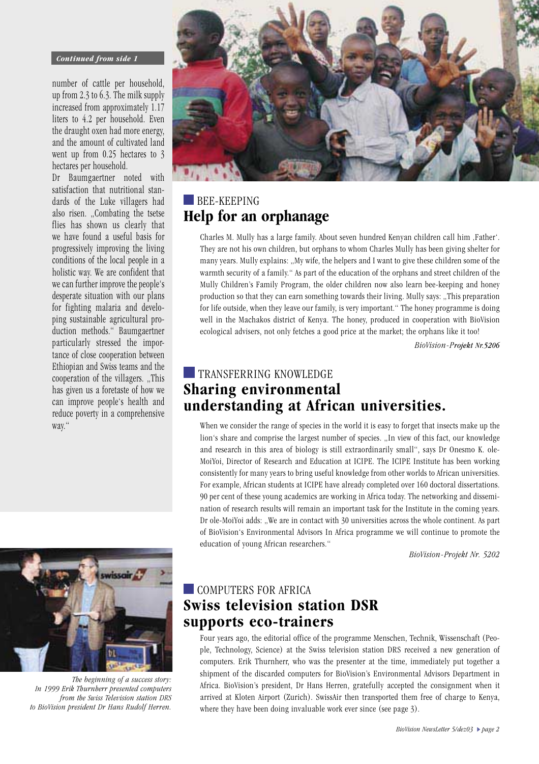*Continued from side 1*

number of cattle per household, up from 2.3 to 6.3. The milk supply increased from approximately 1.17 liters to 4.2 per household. Even the draught oxen had more energy, and the amount of cultivated land went up from 0.25 hectares to 3 hectares per household.

Dr Baumgaertner noted with satisfaction that nutritional standards of the Luke villagers had also risen. „Combating the tsetse flies has shown us clearly that we have found a useful basis for progressively improving the living conditions of the local people in a holistic way. We are confident that we can further improve the people's desperate situation with our plans for fighting malaria and developing sustainable agricultural production methods." Baumgaertner particularly stressed the importance of close cooperation between Ethiopian and Swiss teams and the cooperation of the villagers. „This has given us a foretaste of how we can improve people's health and reduce poverty in a comprehensive way."

BEE-KEEPING

## Help for an orphanage

Charles M. Mully has a large family. About seven hundred Kenyan children call him ‚Father'. They are not his own children, but orphans to whom Charles Mully has been giving shelter for many years. Mully explains: „My wife, the helpers and I want to give these children some of the warmth security of a family." As part of the education of the orphans and street children of the Mully Children's Family Program, the older children now also learn bee-keeping and honey production so that they can earn something towards their living. Mully says: „This preparation for life outside, when they leave our family, is very important." The honey programme is doing well in the Machakos district of Kenya. The honey, produced in cooperation with BioVision ecological advisers, not only fetches a good price at the market; the orphans like it too!

*BioVision-**Projekt Nr.5206***

TRANSFERRING KNOWLEDGE

## Sharing environmental understanding at African universities.

When we consider the range of species in the world it is easy to forget that insects make up the lion's share and comprise the largest number of species. „In view of this fact, our knowledge and research in this area of biology is still extraordinarily small", says Dr Onesmo K. ole-MoiYoi, Director of Research and Education at ICIPE. The ICIPE Institute has been working consistently for many years to bring useful knowledge from other worlds to African universities. For example, African students at ICIPE have already completed over 160 doctoral dissertations. 90 per cent of these young academics are working in Africa today. The networking and dissemination of research results will remain an important task for the Institute in the coming years. Dr ole-MoiYoi adds: „We are in contact with 30 universities across the whole continent. As part of BioVision's Environmental Advisors In Africa programme we will continue to promote the education of young African researchers."

*BioVision-Projekt Nr. 5202*

*The beginning of a success story: In 1999 Erik Thurnherr presented computers from the Swiss Television station DRS to BioVision president Dr Hans Rudolf Herren.*

COMPUTERS FOR AFRICA

## Swiss television station DSR supports eco-trainers

Four years ago, the editorial office of the programme Menschen, Technik, Wissenschaft (People, Technology, Science) at the Swiss television station DRS received a new generation of computers. Erik Thurnherr, who was the presenter at the time, immediately put together a shipment of the discarded computers for BioVision's Environmental Advisors Department in Africa. BioVision's president, Dr Hans Herren, gratefully accepted the consignment when it arrived at Kloten Airport (Zurich). SwissAir then transported them free of charge to Kenya, where they have been doing invaluable work ever since (see page 3).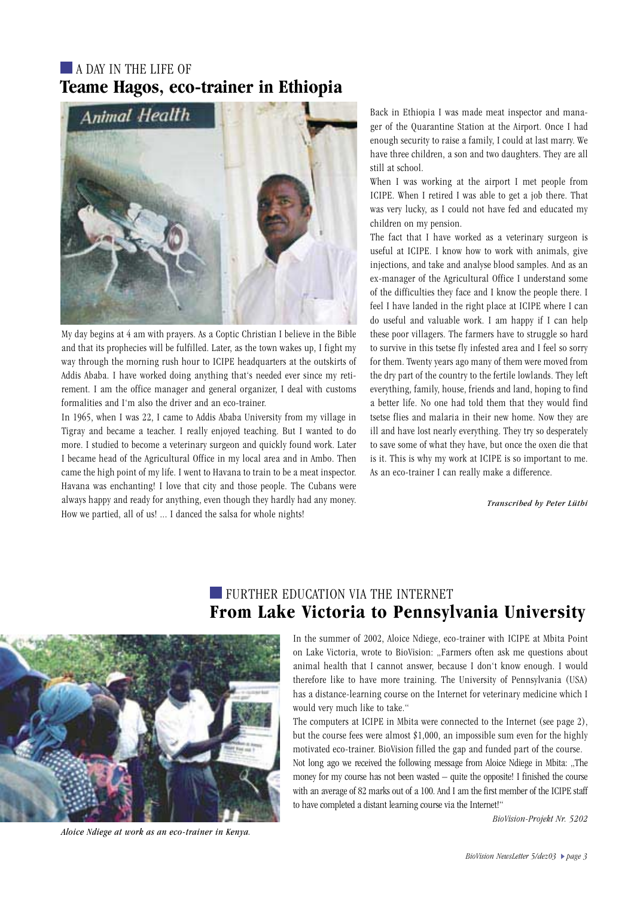A DAY IN THE LIFE OF

# Teame Hagos, eco-trainer in Ethiopia

My day begins at 4 am with prayers. As a Coptic Christian I believe in the Bible and that its prophecies will be fulfilled. Later, as the town wakes up, I fight my way through the morning rush hour to ICIPE headquarters at the outskirts of Addis Ababa. I have worked doing anything that's needed ever since my retirement. I am the office manager and general organizer, I deal with customs formalities and I'm also the driver and an eco-trainer.

In 1965, when I was 22, I came to Addis Ababa University from my village in Tigray and became a teacher. I really enjoyed teaching. But I wanted to do more. I studied to become a veterinary surgeon and quickly found work. Later I became head of the Agricultural Office in my local area and in Ambo. Then came the high point of my life. I went to Havana to train to be a meat inspector. Havana was enchanting! I love that city and those people. The Cubans were always happy and ready for anything, even though they hardly had any money. How we partied, all of us! ... I danced the salsa for whole nights!

Back in Ethiopia I was made meat inspector and manager of the Quarantine Station at the Airport. Once I had enough security to raise a family, I could at last marry. We have three children, a son and two daughters. They are all still at school.

When I was working at the airport I met people from ICIPE. When I retired I was able to get a job there. That was very lucky, as I could not have fed and educated my children on my pension.

The fact that I have worked as a veterinary surgeon is useful at ICIPE. I know how to work with animals, give injections, and take and analyse blood samples. And as an ex-manager of the Agricultural Office I understand some of the difficulties they face and I know the people there. I feel I have landed in the right place at ICIPE where I can do useful and valuable work. I am happy if I can help these poor villagers. The farmers have to struggle so hard to survive in this tsetse fly infested area and I feel so sorry for them. Twenty years ago many of them were moved from the dry part of the country to the fertile lowlands. They left everything, family, house, friends and land, hoping to find a better life. No one had told them that they would find tsetse flies and malaria in their new home. Now they are ill and have lost nearly everything. They try so desperately to save some of what they have, but once the oxen die that is it. This is why my work at ICIPE is so important to me. As an eco-trainer I can really make a difference.

***Transcribed by Peter Lüthi***

FURTHER EDUCATION VIA THE INTERNET

# From Lake Victoria to Pennsylvania University

*Aloice Ndiege at work as an eco-trainer in Kenya.*

In the summer of 2002, Aloice Ndiege, eco-trainer with ICIPE at Mbita Point on Lake Victoria, wrote to BioVision: „Farmers often ask me questions about animal health that I cannot answer, because I don't know enough. I would therefore like to have more training. The University of Pennsylvania (USA) has a distance-learning course on the Internet for veterinary medicine which I would very much like to take."

The computers at ICIPE in Mbita were connected to the Internet (see page 2), but the course fees were almost $1,000, an impossible sum even for the highly motivated eco-trainer. BioVision filled the gap and funded part of the course.

Not long ago we received the following message from Aloice Ndiege in Mbita: „The money for my course has not been wasted – quite the opposite! I finished the course with an average of 82 marks out of a 100. And I am the first member of the ICIPE staff to have completed a distant learning course via the Internet!"

*BioVision-Projekt Nr. 5202*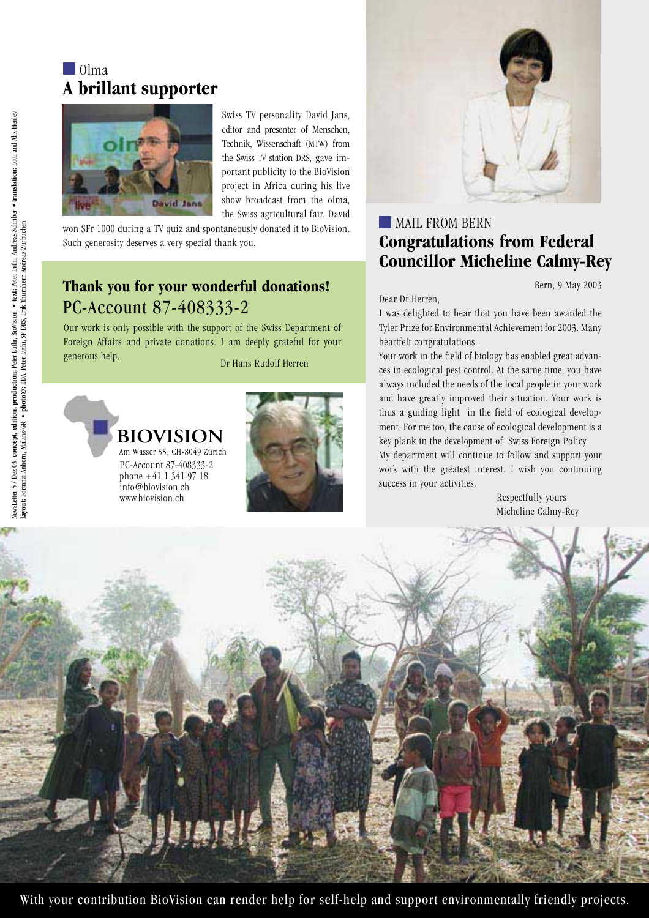## Olma

# A brillant supporter

Swiss TV personality David Jans, editor and presenter of Menschen, Technik, Wissenschaft (MTW) from the Swiss TV station DRS, gave important publicity to the BioVision project in Africa during his live show broadcast from the olma, the Swiss agricultural fair. David won SFr 1000 during a TV quiz and spontaneously donated it to BioVision. Such generosity deserves a very special thank you.

## Thank you for your wonderful donations!

## PC-Account 87-408333-2

Our work is only possible with the support of the Swiss Department of Foreign Affairs and private donations. I am deeply grateful for your generous help.

Dr Hans Rudolf Herren

**BIOVISION**
Am Wasser 55, CH-8049 Zürich
PC-Account 87-408333-2
phone +41 1 341 97 18
info@biovision.ch
www.biovision.ch

## MAIL FROM BERN

# Congratulations from Federal Councillor Micheline Calmy-Rey

Bern, 9 May 2003

Dear Dr Herren,

I was delighted to hear that you have been awarded the Tyler Prize for Environmental Achievement for 2003. Many heartfelt congratulations.

Your work in the field of biology has enabled great advances in ecological pest control. At the same time, you have always included the needs of the local people in your work and have greatly improved their situation. Your work is thus a guiding light in the field of ecological development. For me too, the cause of ecological development is a key plank in the development of Swiss Foreign Policy.

My department will continue to follow and support your work with the greatest interest. I wish you continuing success in your activities.

Respectfully yours
Micheline Calmy-Rey

With your contribution BioVision can render help for self-help and support environmentally friendly projects.

NewsLetter 5 / Dez 03: **concept, edition, production:** Peter Lüthi, BioVision • **text:** Peter Lüthi, Andreas Schriber • **translation:** Lotti and Alix Henley
**layout:** Fortunat Anhorn, Malans/GR • **photo©:** EDA, Peter Lüthi, SF DRS, Erik Thurnherr, Andreas Zurbuchen